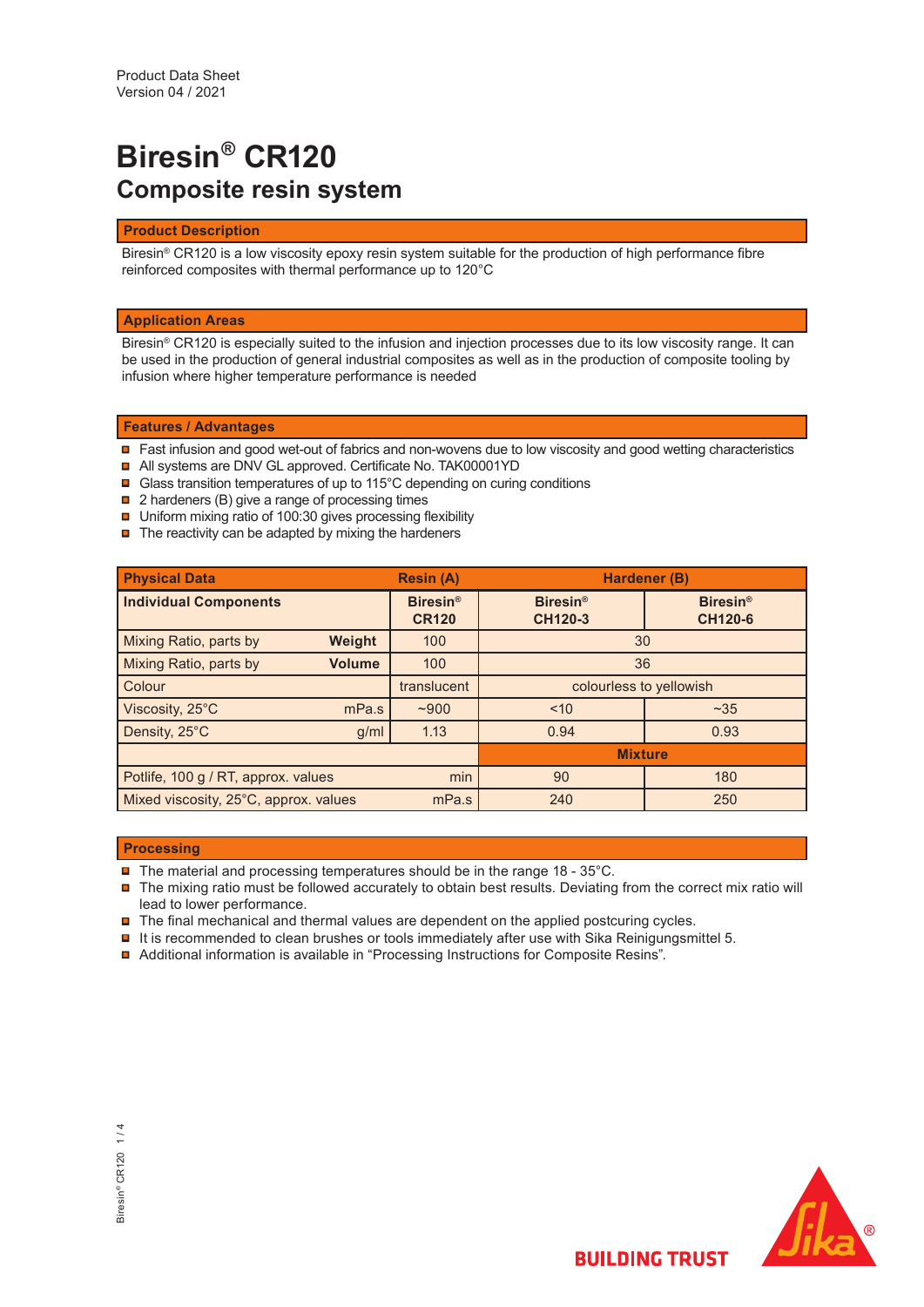Product Data Sheet
Version 04 / 2021

# Biresin® CR120

## Composite resin system

### Product Description

Biresin® CR120 is a low viscosity epoxy resin system suitable for the production of high performance fibre reinforced composites with thermal performance up to 120°C

### Application Areas

Biresin® CR120 is especially suited to the infusion and injection processes due to its low viscosity range. It can be used in the production of general industrial composites as well as in the production of composite tooling by infusion where higher temperature performance is needed

### Features / Advantages

- Fast infusion and good wet-out of fabrics and non-wovens due to low viscosity and good wetting characteristics
- All systems are DNV GL approved. Certificate No. TAK00001YD
- Glass transition temperatures of up to 115°C depending on curing conditions
- 2 hardeners (B) give a range of processing times
- Uniform mixing ratio of 100:30 gives processing flexibility
- The reactivity can be adapted by mixing the hardeners

| Physical Data | | Resin (A) | Hardener (B) | |
|---|---|---|---|---|
| **Individual Components** | | **Biresin® CR120** | **Biresin® CH120-3** | **Biresin® CH120-6** |
| Mixing Ratio, parts by | **Weight** | 100 | 30 | |
| Mixing Ratio, parts by | **Volume** | 100 | 36 | |
| Colour | | translucent | colourless to yellowish | |
| Viscosity, 25°C | mPa.s | ~900 | <10 | ~35 |
| Density, 25°C | g/ml | 1.13 | 0.94 | 0.93 |
| | | | **Mixture** | |
| Potlife, 100 g / RT, approx. values | min | | 90 | 180 |
| Mixed viscosity, 25°C, approx. values | mPa.s | | 240 | 250 |

### Processing

- The material and processing temperatures should be in the range 18 - 35°C.
- The mixing ratio must be followed accurately to obtain best results. Deviating from the correct mix ratio will lead to lower performance.
- The final mechanical and thermal values are dependent on the applied postcuring cycles.
- It is recommended to clean brushes or tools immediately after use with Sika Reinigungsmittel 5.
- Additional information is available in "Processing Instructions for Composite Resins".

BUILDING TRUST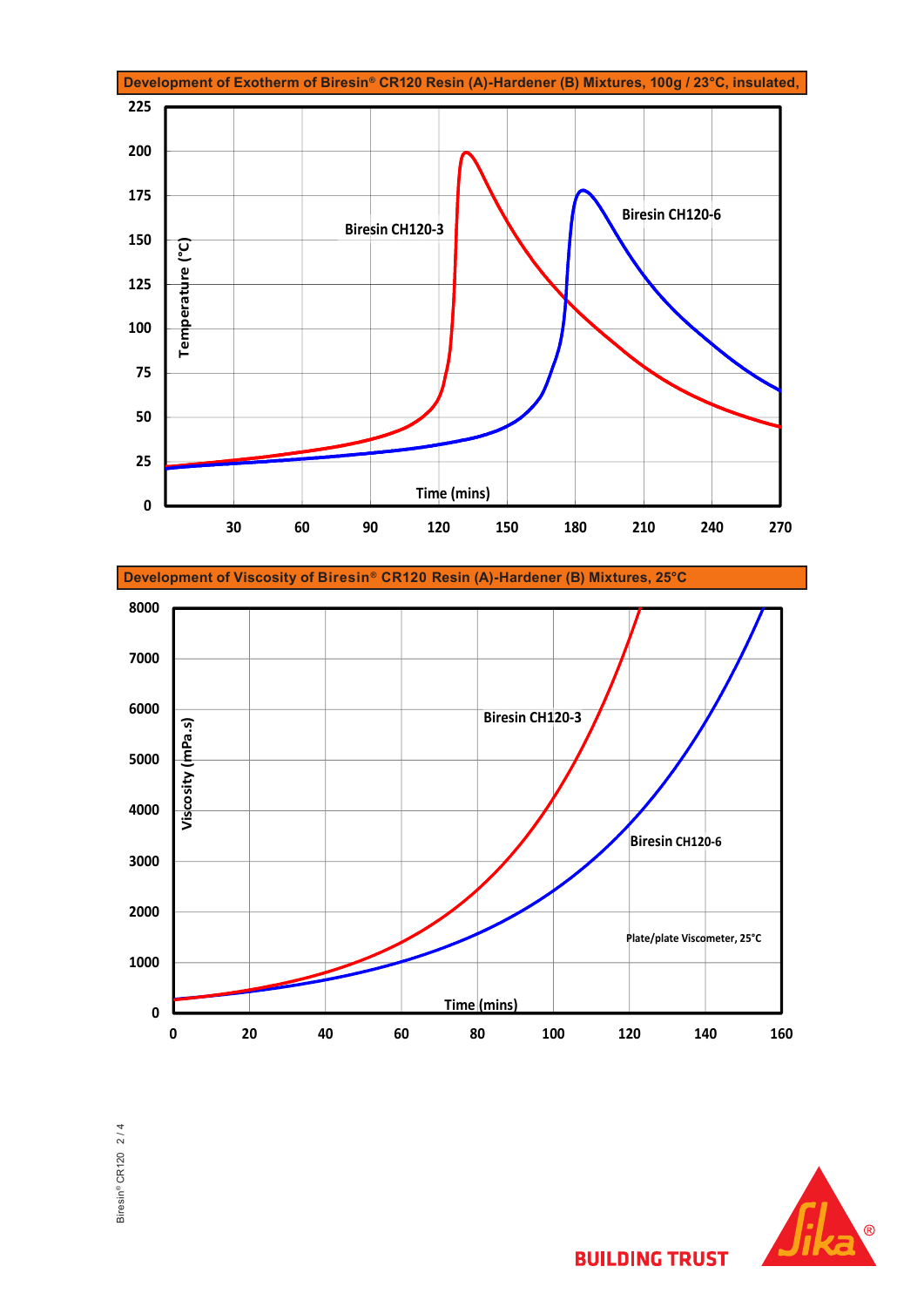**Development of Exotherm of Biresin® CR120 Resin (A)-Hardener (B) Mixtures, 100g / 23°C, insulated,**

Temperature (°C)

Time (mins)

Biresin CH120-3

Biresin CH120-6

**Development of Viscosity of Biresin® CR120 Resin (A)-Hardener (B) Mixtures, 25°C**

Viscosity (mPa.s)

Time (mins)

Biresin CH120-3

Biresin CH120-6

Plate/plate Viscometer, 25°C

BUILDING TRUST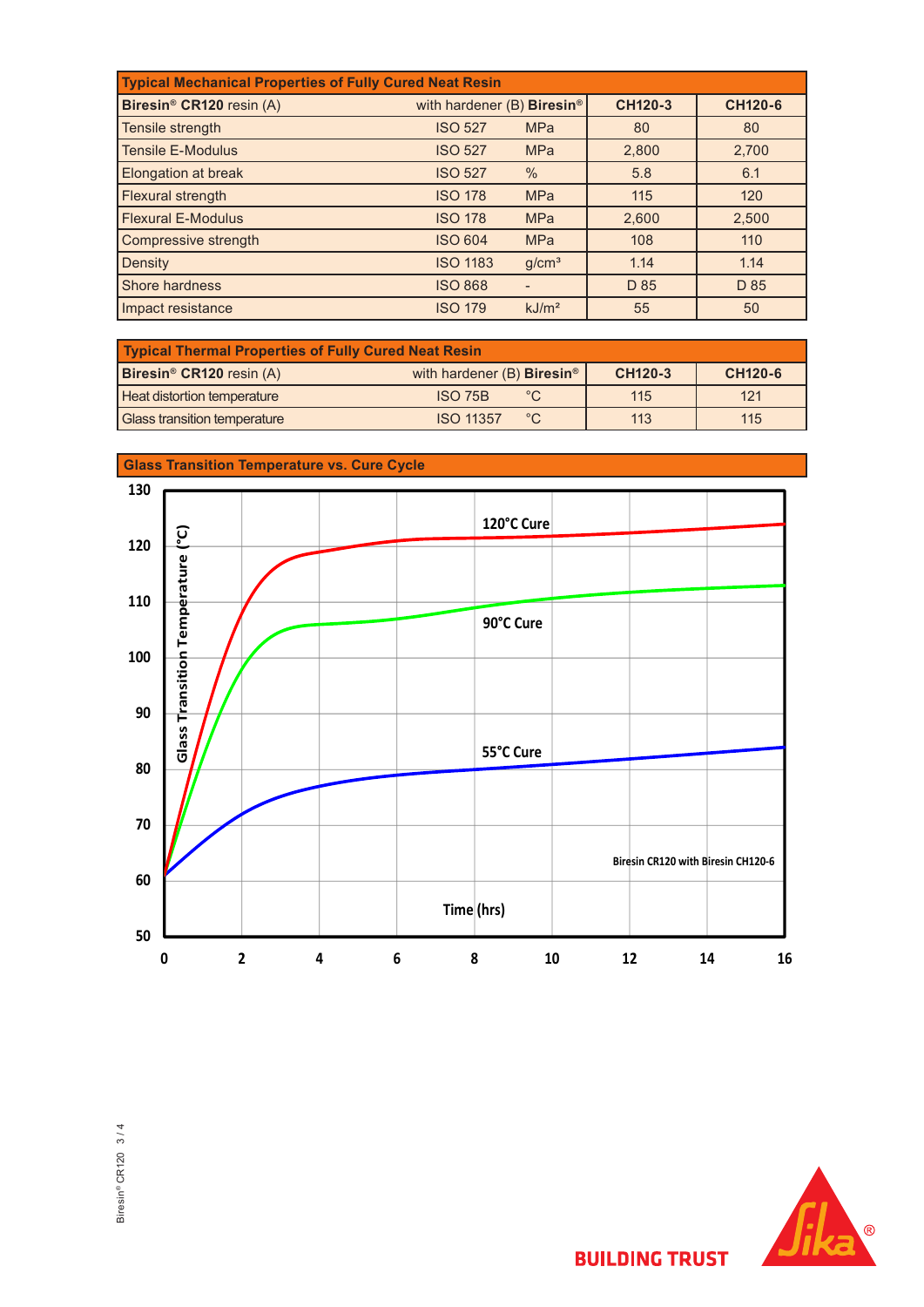| Typical Mechanical Properties of Fully Cured Neat Resin | | | | |
|---|---|---|---|---|
| **Biresin® CR120** resin (A) | with hardener (B) **Biresin®** | | **CH120-3** | **CH120-6** |
| Tensile strength | ISO 527 | MPa | 80 | 80 |
| Tensile E-Modulus | ISO 527 | MPa | 2,800 | 2,700 |
| Elongation at break | ISO 527 | % | 5.8 | 6.1 |
| Flexural strength | ISO 178 | MPa | 115 | 120 |
| Flexural E-Modulus | ISO 178 | MPa | 2,600 | 2,500 |
| Compressive strength | ISO 604 | MPa | 108 | 110 |
| Density | ISO 1183 | g/cm³ | 1.14 | 1.14 |
| Shore hardness | ISO 868 | - | D 85 | D 85 |
| Impact resistance | ISO 179 | kJ/m² | 55 | 50 |

| Typical Thermal Properties of Fully Cured Neat Resin | | | | |
|---|---|---|---|---|
| **Biresin® CR120** resin (A) | with hardener (B) **Biresin®** | | **CH120-3** | **CH120-6** |
| Heat distortion temperature | ISO 75B | °C | 115 | 121 |
| Glass transition temperature | ISO 11357 | °C | 113 | 115 |

**Glass Transition Temperature vs. Cure Cycle**

Glass Transition Temperature (°C)

120°C Cure

90°C Cure

55°C Cure

Biresin CR120 with Biresin CH120-6

Time (hrs)

BUILDING TRUST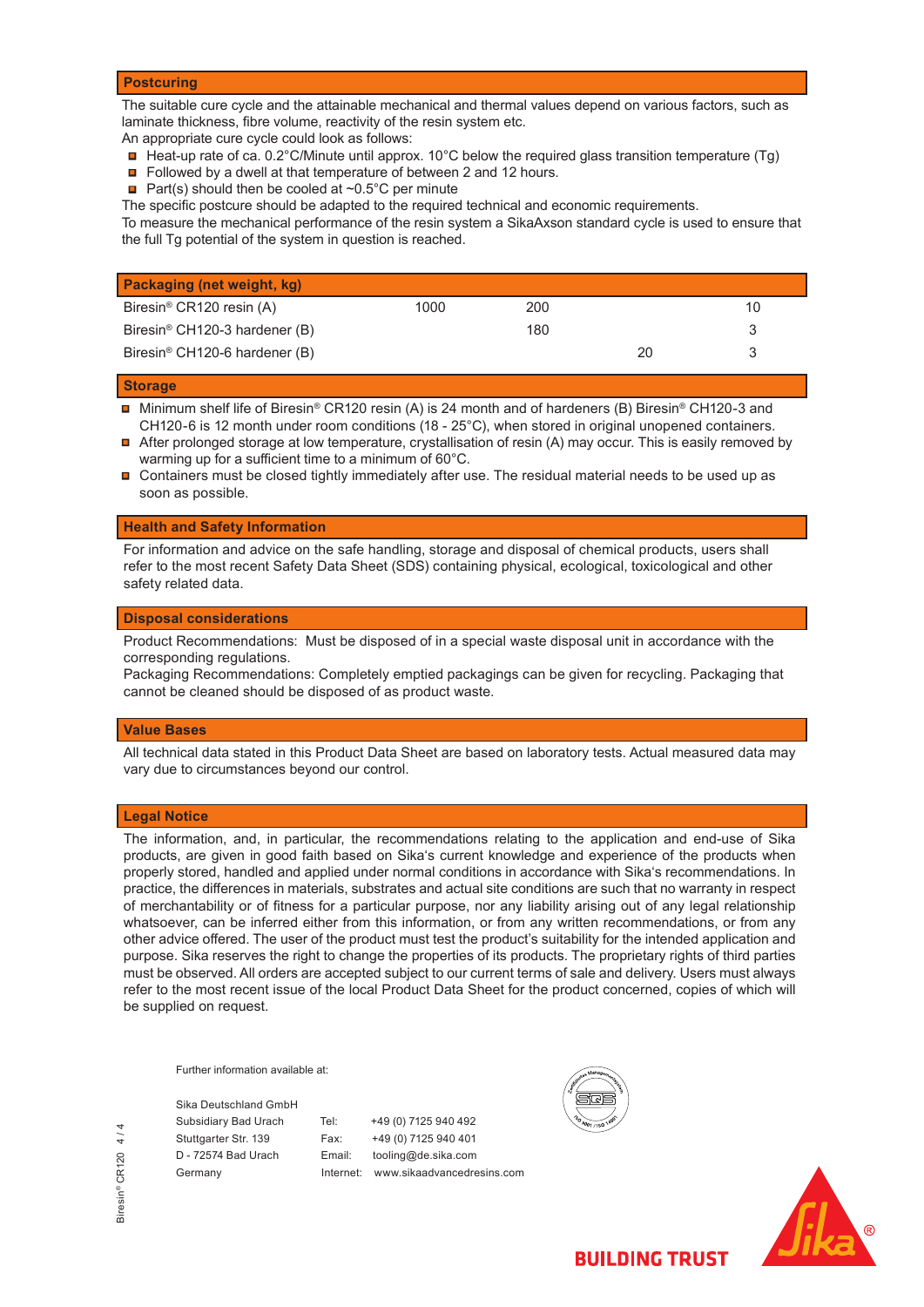## Postcuring

The suitable cure cycle and the attainable mechanical and thermal values depend on various factors, such as laminate thickness, fibre volume, reactivity of the resin system etc.
An appropriate cure cycle could look as follows:

- Heat-up rate of ca. 0.2°C/Minute until approx. 10°C below the required glass transition temperature (Tg)
- Followed by a dwell at that temperature of between 2 and 12 hours.
- Part(s) should then be cooled at ~0.5°C per minute

The specific postcure should be adapted to the required technical and economic requirements.
To measure the mechanical performance of the resin system a SikaAxson standard cycle is used to ensure that the full Tg potential of the system in question is reached.

## Packaging (net weight, kg)

| | | | | |
|---|---|---|---|---|
| Biresin® CR120 resin (A) | 1000 | 200 | | 10 |
| Biresin® CH120-3 hardener (B) | | 180 | | 3 |
| Biresin® CH120-6 hardener (B) | | | 20 | 3 |

## Storage

- Minimum shelf life of Biresin® CR120 resin (A) is 24 month and of hardeners (B) Biresin® CH120-3 and CH120-6 is 12 month under room conditions (18 - 25°C), when stored in original unopened containers.
- After prolonged storage at low temperature, crystallisation of resin (A) may occur. This is easily removed by warming up for a sufficient time to a minimum of 60°C.
- Containers must be closed tightly immediately after use. The residual material needs to be used up as soon as possible.

## Health and Safety Information

For information and advice on the safe handling, storage and disposal of chemical products, users shall refer to the most recent Safety Data Sheet (SDS) containing physical, ecological, toxicological and other safety related data.

## Disposal considerations

Product Recommendations: Must be disposed of in a special waste disposal unit in accordance with the corresponding regulations.
Packaging Recommendations: Completely emptied packagings can be given for recycling. Packaging that cannot be cleaned should be disposed of as product waste.

## Value Bases

All technical data stated in this Product Data Sheet are based on laboratory tests. Actual measured data may vary due to circumstances beyond our control.

## Legal Notice

The information, and, in particular, the recommendations relating to the application and end-use of Sika products, are given in good faith based on Sika's current knowledge and experience of the products when properly stored, handled and applied under normal conditions in accordance with Sika's recommendations. In practice, the differences in materials, substrates and actual site conditions are such that no warranty in respect of merchantability or of fitness for a particular purpose, nor any liability arising out of any legal relationship whatsoever, can be inferred either from this information, or from any written recommendations, or from any other advice offered. The user of the product must test the product's suitability for the intended application and purpose. Sika reserves the right to change the properties of its products. The proprietary rights of third parties must be observed. All orders are accepted subject to our current terms of sale and delivery. Users must always refer to the most recent issue of the local Product Data Sheet for the product concerned, copies of which will be supplied on request.

Further information available at:

Sika Deutschland GmbH
Subsidiary Bad Urach
Stuttgarter Str. 139
D - 72574 Bad Urach
Germany

Tel: +49 (0) 7125 940 492
Fax: +49 (0) 7125 940 401
Email: tooling@de.sika.com
Internet: www.sikaadvancedresins.com

BUILDING TRUST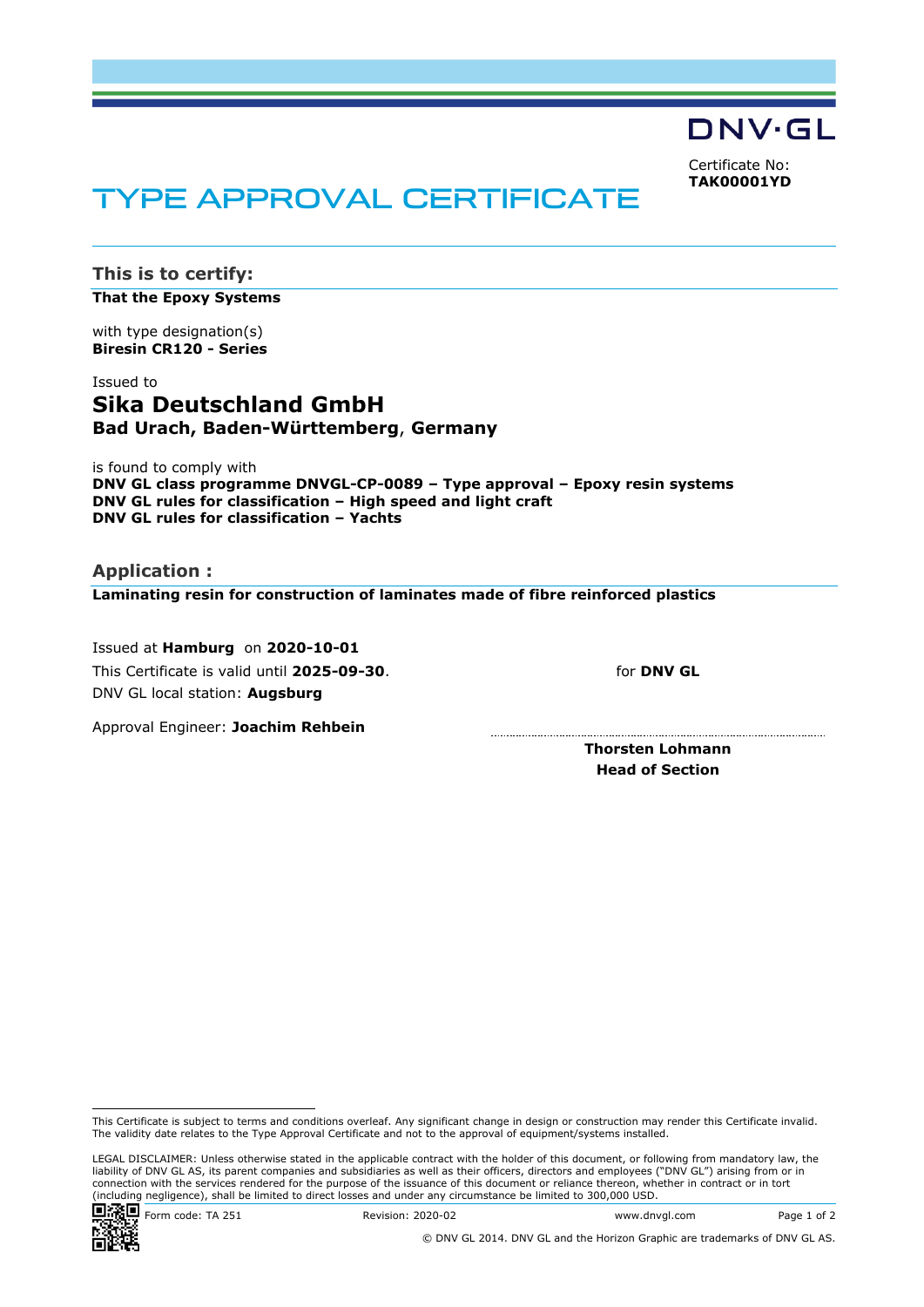DNV·GL

Certificate No:
**TAK00001YD**

# TYPE APPROVAL CERTIFICATE

## This is to certify:

**That the Epoxy Systems**

with type designation(s)
**Biresin CR120 - Series**

Issued to
## Sika Deutschland GmbH
**Bad Urach, Baden-Württemberg, Germany**

is found to comply with
**DNV GL class programme DNVGL-CP-0089 – Type approval – Epoxy resin systems**
**DNV GL rules for classification – High speed and light craft**
**DNV GL rules for classification – Yachts**

## Application :

**Laminating resin for construction of laminates made of fibre reinforced plastics**

Issued at **Hamburg** on **2020-10-01**
This Certificate is valid until **2025-09-30**.
DNV GL local station: **Augsburg**

Approval Engineer: **Joachim Rehbein**

for **DNV GL**

**Thorsten Lohmann**
**Head of Section**

This Certificate is subject to terms and conditions overleaf. Any significant change in design or construction may render this Certificate invalid. The validity date relates to the Type Approval Certificate and not to the approval of equipment/systems installed.

LEGAL DISCLAIMER: Unless otherwise stated in the applicable contract with the holder of this document, or following from mandatory law, the liability of DNV GL AS, its parent companies and subsidiaries as well as their officers, directors and employees ("DNV GL") arising from or in connection with the services rendered for the purpose of the issuance of this document or reliance thereon, whether in contract or in tort (including negligence), shall be limited to direct losses and under any circumstance be limited to 300,000 USD.

Form code: TA 251 Revision: 2020-02 www.dnvgl.com

© DNV GL 2014. DNV GL and the Horizon Graphic are trademarks of DNV GL AS.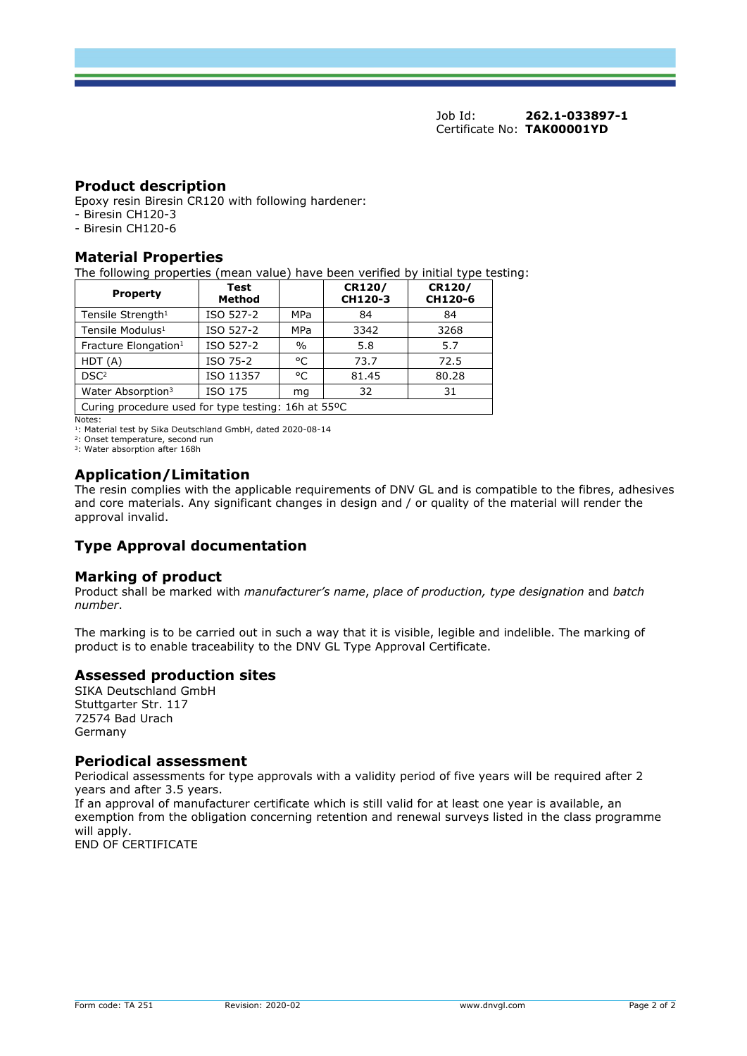Job Id: **262.1-033897-1**
Certificate No: **TAK00001YD**

## Product description

Epoxy resin Biresin CR120 with following hardener:
- Biresin CH120-3
- Biresin CH120-6

## Material Properties

The following properties (mean value) have been verified by initial type testing:

| Property | Test Method | | CR120/ CH120-3 | CR120/ CH120-6 |
|---|---|---|---|---|
| Tensile Strength[1] | ISO 527-2 | MPa | 84 | 84 |
| Tensile Modulus[1] | ISO 527-2 | MPa | 3342 | 3268 |
| Fracture Elongation[1] | ISO 527-2 | % | 5.8 | 5.7 |
| HDT (A) | ISO 75-2 | °C | 73.7 | 72.5 |
| DSC[2] | ISO 11357 | °C | 81.45 | 80.28 |
| Water Absorption[3] | ISO 175 | mg | 32 | 31 |
| Curing procedure used for type testing: 16h at 55ºC | | | | |

Notes:
[1]: Material test by Sika Deutschland GmbH, dated 2020-08-14
[2]: Onset temperature, second run
[3]: Water absorption after 168h

## Application/Limitation

The resin complies with the applicable requirements of DNV GL and is compatible to the fibres, adhesives and core materials. Any significant changes in design and / or quality of the material will render the approval invalid.

## Type Approval documentation

## Marking of product

Product shall be marked with *manufacturer's name*, *place of production, type designation* and *batch number*.

The marking is to be carried out in such a way that it is visible, legible and indelible. The marking of product is to enable traceability to the DNV GL Type Approval Certificate.

## Assessed production sites

SIKA Deutschland GmbH
Stuttgarter Str. 117
72574 Bad Urach
Germany

## Periodical assessment

Periodical assessments for type approvals with a validity period of five years will be required after 2 years and after 3.5 years.
If an approval of manufacturer certificate which is still valid for at least one year is available, an exemption from the obligation concerning retention and renewal surveys listed in the class programme will apply.
END OF CERTIFICATE